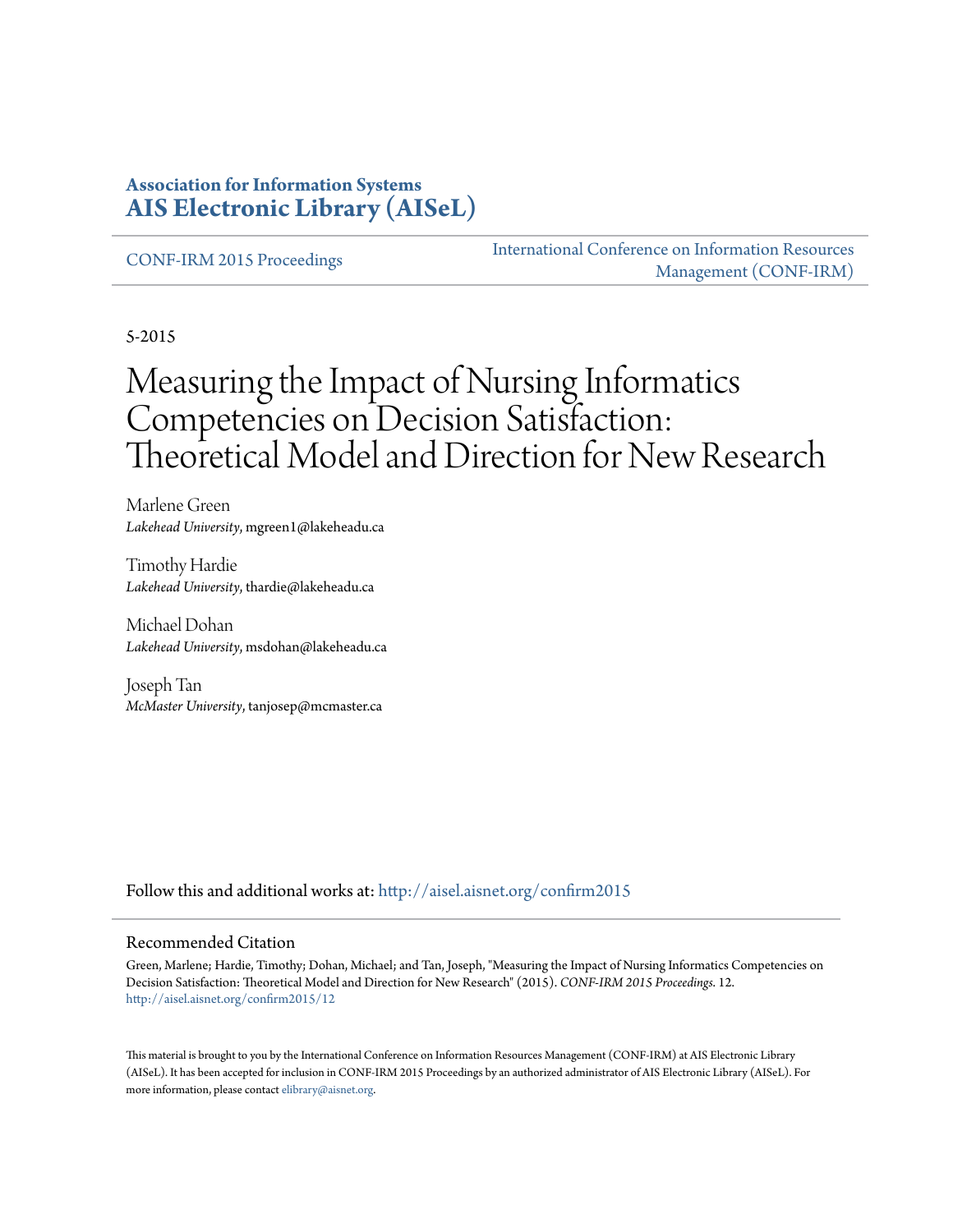**Association for Information Systems**
**AIS Electronic Library (AISeL)**

CONF-IRM 2015 Proceedings | International Conference on Information Resources Management (CONF-IRM)

5-2015

# Measuring the Impact of Nursing Informatics Competencies on Decision Satisfaction: Theoretical Model and Direction for New Research

Marlene Green
*Lakehead University*, mgreen1@lakeheadu.ca

Timothy Hardie
*Lakehead University*, thardie@lakeheadu.ca

Michael Dohan
*Lakehead University*, msdohan@lakeheadu.ca

Joseph Tan
*McMaster University*, tanjosep@mcmaster.ca

Follow this and additional works at: http://aisel.aisnet.org/confirm2015

## Recommended Citation

Green, Marlene; Hardie, Timothy; Dohan, Michael; and Tan, Joseph, "Measuring the Impact of Nursing Informatics Competencies on Decision Satisfaction: Theoretical Model and Direction for New Research" (2015). *CONF-IRM 2015 Proceedings*. 12.
http://aisel.aisnet.org/confirm2015/12

This material is brought to you by the International Conference on Information Resources Management (CONF-IRM) at AIS Electronic Library (AISeL). It has been accepted for inclusion in CONF-IRM 2015 Proceedings by an authorized administrator of AIS Electronic Library (AISeL). For more information, please contact elibrary@aisnet.org.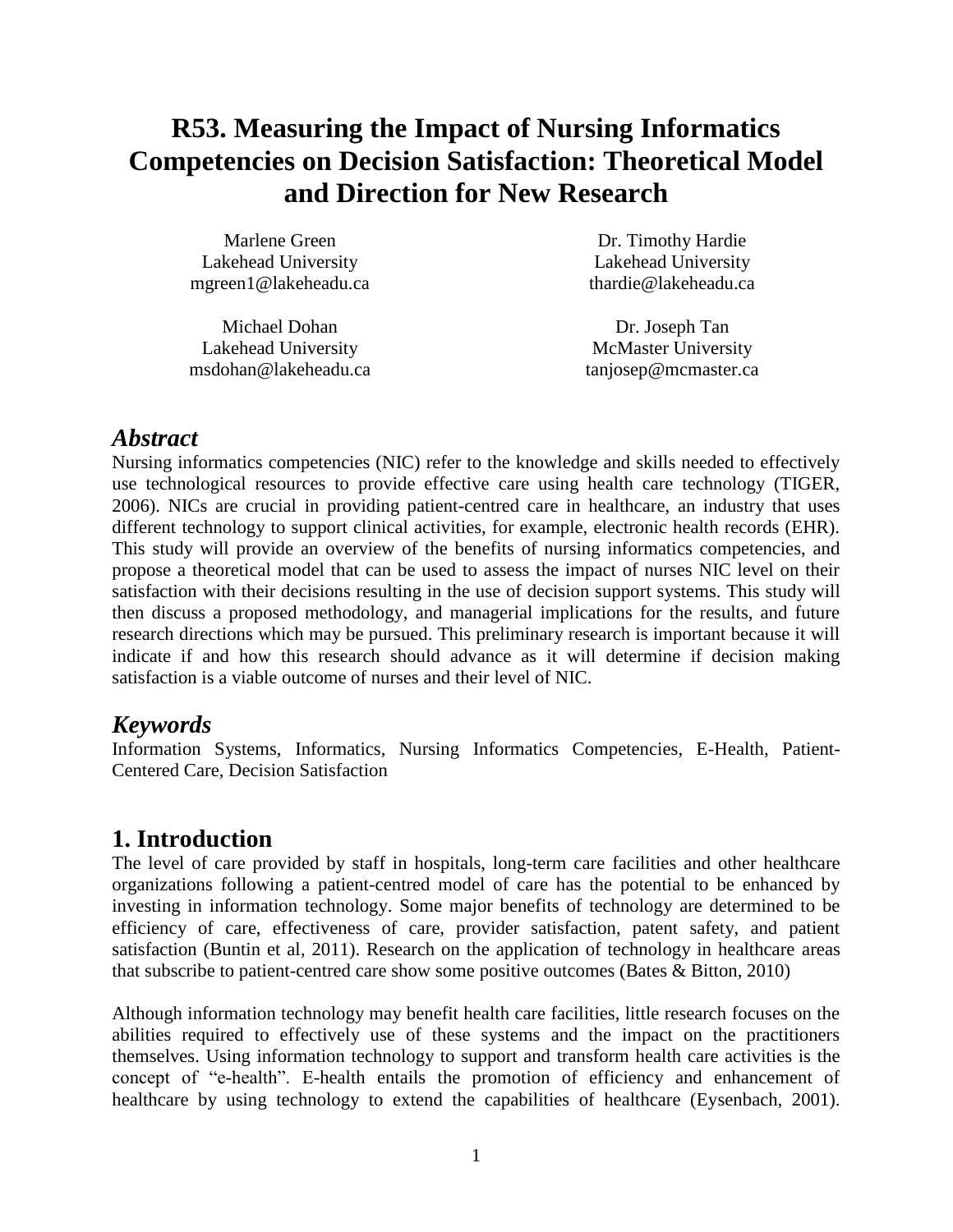# R53. Measuring the Impact of Nursing Informatics Competencies on Decision Satisfaction: Theoretical Model and Direction for New Research

Marlene Green
Lakehead University
mgreen1@lakeheadu.ca

Dr. Timothy Hardie
Lakehead University
thardie@lakeheadu.ca

Michael Dohan
Lakehead University
msdohan@lakeheadu.ca

Dr. Joseph Tan
McMaster University
tanjosep@mcmaster.ca

## *Abstract*

Nursing informatics competencies (NIC) refer to the knowledge and skills needed to effectively use technological resources to provide effective care using health care technology (TIGER, 2006). NICs are crucial in providing patient-centred care in healthcare, an industry that uses different technology to support clinical activities, for example, electronic health records (EHR). This study will provide an overview of the benefits of nursing informatics competencies, and propose a theoretical model that can be used to assess the impact of nurses NIC level on their satisfaction with their decisions resulting in the use of decision support systems. This study will then discuss a proposed methodology, and managerial implications for the results, and future research directions which may be pursued. This preliminary research is important because it will indicate if and how this research should advance as it will determine if decision making satisfaction is a viable outcome of nurses and their level of NIC.

## *Keywords*

Information Systems, Informatics, Nursing Informatics Competencies, E-Health, Patient-Centered Care, Decision Satisfaction

## 1. Introduction

The level of care provided by staff in hospitals, long-term care facilities and other healthcare organizations following a patient-centred model of care has the potential to be enhanced by investing in information technology. Some major benefits of technology are determined to be efficiency of care, effectiveness of care, provider satisfaction, patent safety, and patient satisfaction (Buntin et al, 2011). Research on the application of technology in healthcare areas that subscribe to patient-centred care show some positive outcomes (Bates & Bitton, 2010)

Although information technology may benefit health care facilities, little research focuses on the abilities required to effectively use of these systems and the impact on the practitioners themselves. Using information technology to support and transform health care activities is the concept of "e-health". E-health entails the promotion of efficiency and enhancement of healthcare by using technology to extend the capabilities of healthcare (Eysenbach, 2001).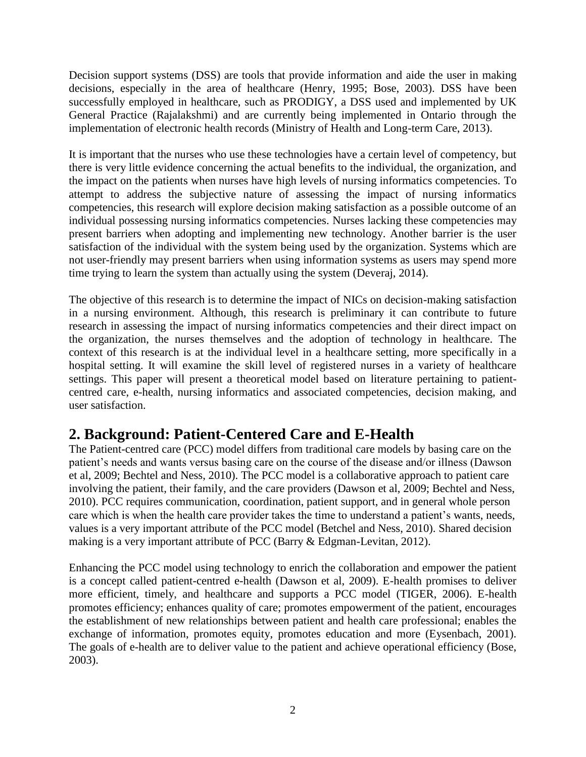Decision support systems (DSS) are tools that provide information and aide the user in making decisions, especially in the area of healthcare (Henry, 1995; Bose, 2003). DSS have been successfully employed in healthcare, such as PRODIGY, a DSS used and implemented by UK General Practice (Rajalakshmi) and are currently being implemented in Ontario through the implementation of electronic health records (Ministry of Health and Long-term Care, 2013).

It is important that the nurses who use these technologies have a certain level of competency, but there is very little evidence concerning the actual benefits to the individual, the organization, and the impact on the patients when nurses have high levels of nursing informatics competencies. To attempt to address the subjective nature of assessing the impact of nursing informatics competencies, this research will explore decision making satisfaction as a possible outcome of an individual possessing nursing informatics competencies. Nurses lacking these competencies may present barriers when adopting and implementing new technology. Another barrier is the user satisfaction of the individual with the system being used by the organization. Systems which are not user-friendly may present barriers when using information systems as users may spend more time trying to learn the system than actually using the system (Deveraj, 2014).

The objective of this research is to determine the impact of NICs on decision-making satisfaction in a nursing environment. Although, this research is preliminary it can contribute to future research in assessing the impact of nursing informatics competencies and their direct impact on the organization, the nurses themselves and the adoption of technology in healthcare. The context of this research is at the individual level in a healthcare setting, more specifically in a hospital setting. It will examine the skill level of registered nurses in a variety of healthcare settings. This paper will present a theoretical model based on literature pertaining to patient-centred care, e-health, nursing informatics and associated competencies, decision making, and user satisfaction.

## 2. Background: Patient-Centered Care and E-Health

The Patient-centred care (PCC) model differs from traditional care models by basing care on the patient's needs and wants versus basing care on the course of the disease and/or illness (Dawson et al, 2009; Bechtel and Ness, 2010). The PCC model is a collaborative approach to patient care involving the patient, their family, and the care providers (Dawson et al, 2009; Bechtel and Ness, 2010). PCC requires communication, coordination, patient support, and in general whole person care which is when the health care provider takes the time to understand a patient's wants, needs, values is a very important attribute of the PCC model (Betchel and Ness, 2010). Shared decision making is a very important attribute of PCC (Barry & Edgman-Levitan, 2012).

Enhancing the PCC model using technology to enrich the collaboration and empower the patient is a concept called patient-centred e-health (Dawson et al, 2009). E-health promises to deliver more efficient, timely, and healthcare and supports a PCC model (TIGER, 2006). E-health promotes efficiency; enhances quality of care; promotes empowerment of the patient, encourages the establishment of new relationships between patient and health care professional; enables the exchange of information, promotes equity, promotes education and more (Eysenbach, 2001). The goals of e-health are to deliver value to the patient and achieve operational efficiency (Bose, 2003).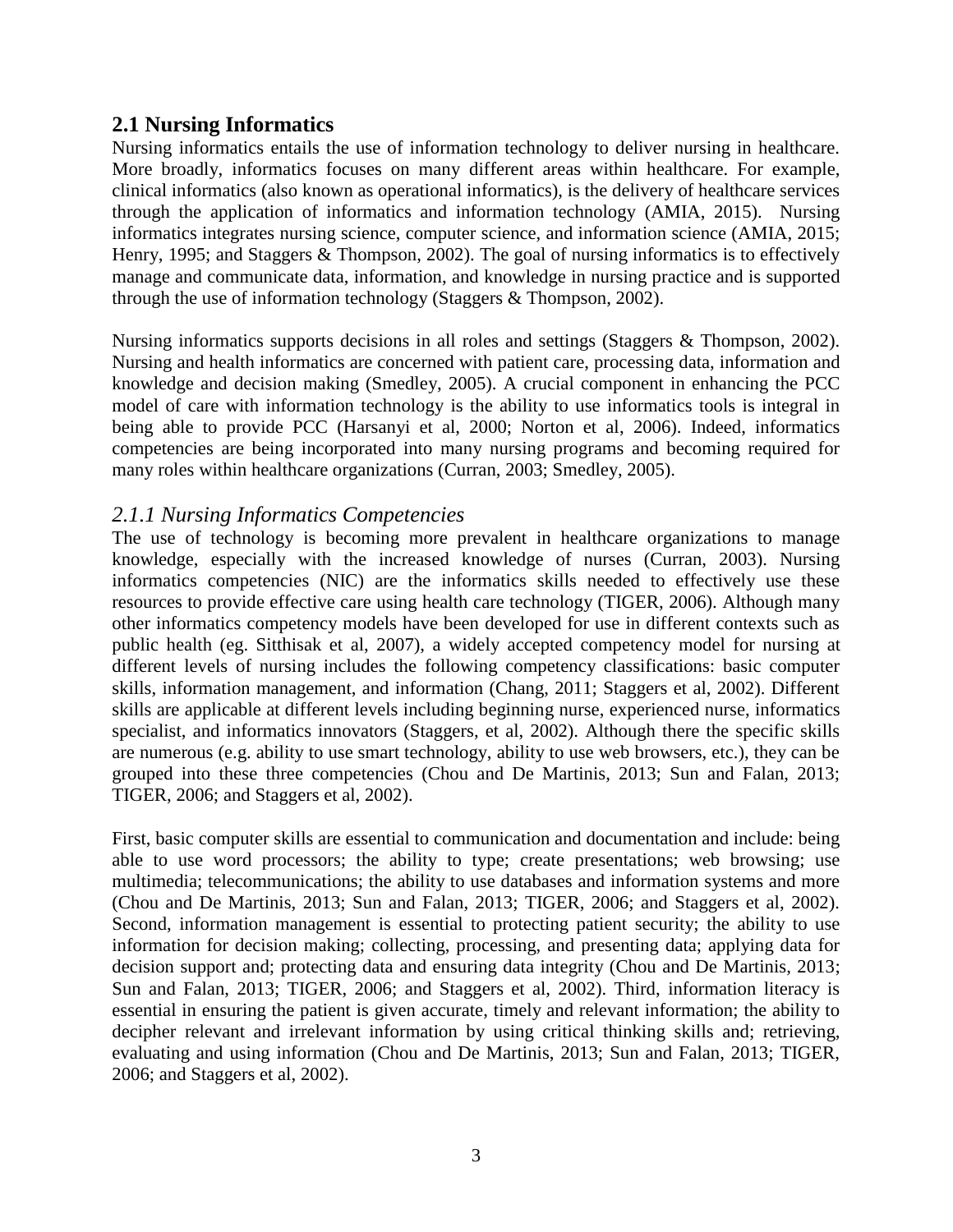## 2.1 Nursing Informatics

Nursing informatics entails the use of information technology to deliver nursing in healthcare. More broadly, informatics focuses on many different areas within healthcare. For example, clinical informatics (also known as operational informatics), is the delivery of healthcare services through the application of informatics and information technology (AMIA, 2015). Nursing informatics integrates nursing science, computer science, and information science (AMIA, 2015; Henry, 1995; and Staggers & Thompson, 2002). The goal of nursing informatics is to effectively manage and communicate data, information, and knowledge in nursing practice and is supported through the use of information technology (Staggers & Thompson, 2002).

Nursing informatics supports decisions in all roles and settings (Staggers & Thompson, 2002). Nursing and health informatics are concerned with patient care, processing data, information and knowledge and decision making (Smedley, 2005). A crucial component in enhancing the PCC model of care with information technology is the ability to use informatics tools is integral in being able to provide PCC (Harsanyi et al, 2000; Norton et al, 2006). Indeed, informatics competencies are being incorporated into many nursing programs and becoming required for many roles within healthcare organizations (Curran, 2003; Smedley, 2005).

### *2.1.1 Nursing Informatics Competencies*

The use of technology is becoming more prevalent in healthcare organizations to manage knowledge, especially with the increased knowledge of nurses (Curran, 2003). Nursing informatics competencies (NIC) are the informatics skills needed to effectively use these resources to provide effective care using health care technology (TIGER, 2006). Although many other informatics competency models have been developed for use in different contexts such as public health (eg. Sitthisak et al, 2007), a widely accepted competency model for nursing at different levels of nursing includes the following competency classifications: basic computer skills, information management, and information (Chang, 2011; Staggers et al, 2002). Different skills are applicable at different levels including beginning nurse, experienced nurse, informatics specialist, and informatics innovators (Staggers, et al, 2002). Although there the specific skills are numerous (e.g. ability to use smart technology, ability to use web browsers, etc.), they can be grouped into these three competencies (Chou and De Martinis, 2013; Sun and Falan, 2013; TIGER, 2006; and Staggers et al, 2002).

First, basic computer skills are essential to communication and documentation and include: being able to use word processors; the ability to type; create presentations; web browsing; use multimedia; telecommunications; the ability to use databases and information systems and more (Chou and De Martinis, 2013; Sun and Falan, 2013; TIGER, 2006; and Staggers et al, 2002). Second, information management is essential to protecting patient security; the ability to use information for decision making; collecting, processing, and presenting data; applying data for decision support and; protecting data and ensuring data integrity (Chou and De Martinis, 2013; Sun and Falan, 2013; TIGER, 2006; and Staggers et al, 2002). Third, information literacy is essential in ensuring the patient is given accurate, timely and relevant information; the ability to decipher relevant and irrelevant information by using critical thinking skills and; retrieving, evaluating and using information (Chou and De Martinis, 2013; Sun and Falan, 2013; TIGER, 2006; and Staggers et al, 2002).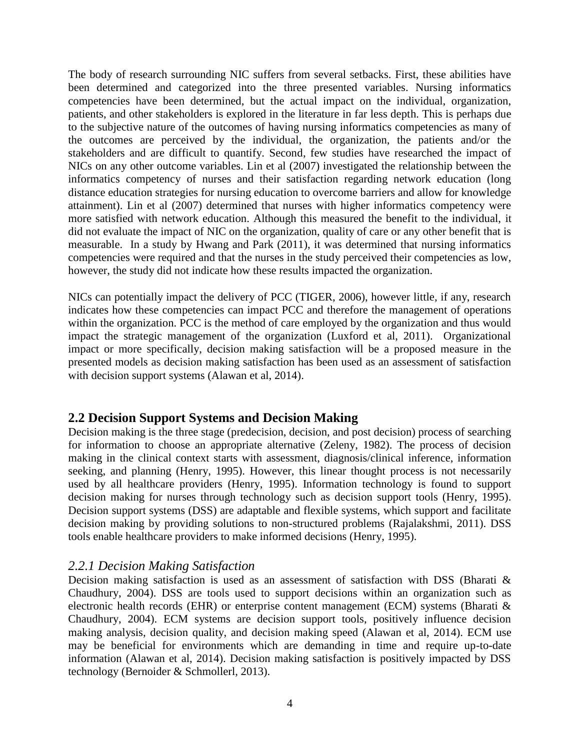The body of research surrounding NIC suffers from several setbacks. First, these abilities have been determined and categorized into the three presented variables. Nursing informatics competencies have been determined, but the actual impact on the individual, organization, patients, and other stakeholders is explored in the literature in far less depth. This is perhaps due to the subjective nature of the outcomes of having nursing informatics competencies as many of the outcomes are perceived by the individual, the organization, the patients and/or the stakeholders and are difficult to quantify. Second, few studies have researched the impact of NICs on any other outcome variables. Lin et al (2007) investigated the relationship between the informatics competency of nurses and their satisfaction regarding network education (long distance education strategies for nursing education to overcome barriers and allow for knowledge attainment). Lin et al (2007) determined that nurses with higher informatics competency were more satisfied with network education. Although this measured the benefit to the individual, it did not evaluate the impact of NIC on the organization, quality of care or any other benefit that is measurable. In a study by Hwang and Park (2011), it was determined that nursing informatics competencies were required and that the nurses in the study perceived their competencies as low, however, the study did not indicate how these results impacted the organization.

NICs can potentially impact the delivery of PCC (TIGER, 2006), however little, if any, research indicates how these competencies can impact PCC and therefore the management of operations within the organization. PCC is the method of care employed by the organization and thus would impact the strategic management of the organization (Luxford et al, 2011). Organizational impact or more specifically, decision making satisfaction will be a proposed measure in the presented models as decision making satisfaction has been used as an assessment of satisfaction with decision support systems (Alawan et al, 2014).

## 2.2 Decision Support Systems and Decision Making

Decision making is the three stage (predecision, decision, and post decision) process of searching for information to choose an appropriate alternative (Zeleny, 1982). The process of decision making in the clinical context starts with assessment, diagnosis/clinical inference, information seeking, and planning (Henry, 1995). However, this linear thought process is not necessarily used by all healthcare providers (Henry, 1995). Information technology is found to support decision making for nurses through technology such as decision support tools (Henry, 1995). Decision support systems (DSS) are adaptable and flexible systems, which support and facilitate decision making by providing solutions to non-structured problems (Rajalakshmi, 2011). DSS tools enable healthcare providers to make informed decisions (Henry, 1995).

### *2.2.1 Decision Making Satisfaction*

Decision making satisfaction is used as an assessment of satisfaction with DSS (Bharati & Chaudhury, 2004). DSS are tools used to support decisions within an organization such as electronic health records (EHR) or enterprise content management (ECM) systems (Bharati & Chaudhury, 2004). ECM systems are decision support tools, positively influence decision making analysis, decision quality, and decision making speed (Alawan et al, 2014). ECM use may be beneficial for environments which are demanding in time and require up-to-date information (Alawan et al, 2014). Decision making satisfaction is positively impacted by DSS technology (Bernoider & Schmollerl, 2013).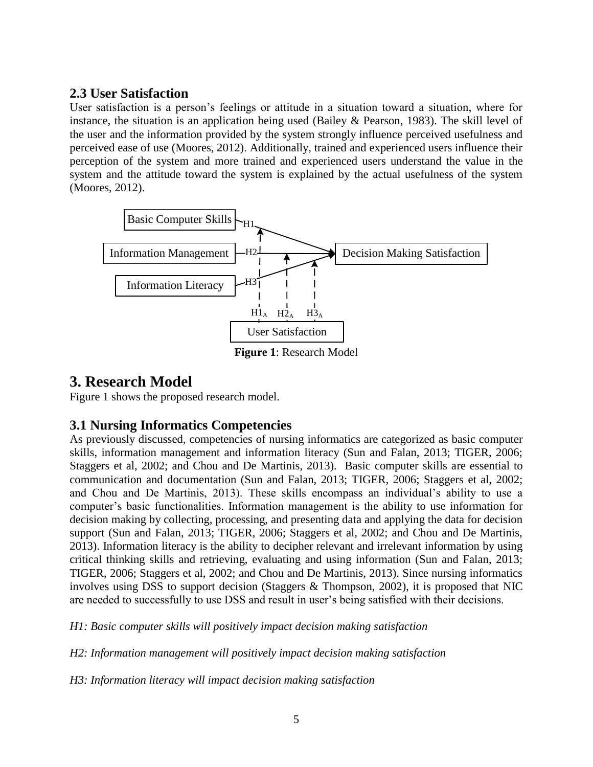## 2.3 User Satisfaction

User satisfaction is a person's feelings or attitude in a situation toward a situation, where for instance, the situation is an application being used (Bailey & Pearson, 1983). The skill level of the user and the information provided by the system strongly influence perceived usefulness and perceived ease of use (Moores, 2012). Additionally, trained and experienced users influence their perception of the system and more trained and experienced users understand the value in the system and the attitude toward the system is explained by the actual usefulness of the system (Moores, 2012).

**Figure 1**: Research Model

# 3. Research Model

Figure 1 shows the proposed research model.

## 3.1 Nursing Informatics Competencies

As previously discussed, competencies of nursing informatics are categorized as basic computer skills, information management and information literacy (Sun and Falan, 2013; TIGER, 2006; Staggers et al, 2002; and Chou and De Martinis, 2013). Basic computer skills are essential to communication and documentation (Sun and Falan, 2013; TIGER, 2006; Staggers et al, 2002; and Chou and De Martinis, 2013). These skills encompass an individual's ability to use a computer's basic functionalities. Information management is the ability to use information for decision making by collecting, processing, and presenting data and applying the data for decision support (Sun and Falan, 2013; TIGER, 2006; Staggers et al, 2002; and Chou and De Martinis, 2013). Information literacy is the ability to decipher relevant and irrelevant information by using critical thinking skills and retrieving, evaluating and using information (Sun and Falan, 2013; TIGER, 2006; Staggers et al, 2002; and Chou and De Martinis, 2013). Since nursing informatics involves using DSS to support decision (Staggers & Thompson, 2002), it is proposed that NIC are needed to successfully to use DSS and result in user's being satisfied with their decisions.

*H1: Basic computer skills will positively impact decision making satisfaction*

*H2: Information management will positively impact decision making satisfaction*

*H3: Information literacy will impact decision making satisfaction*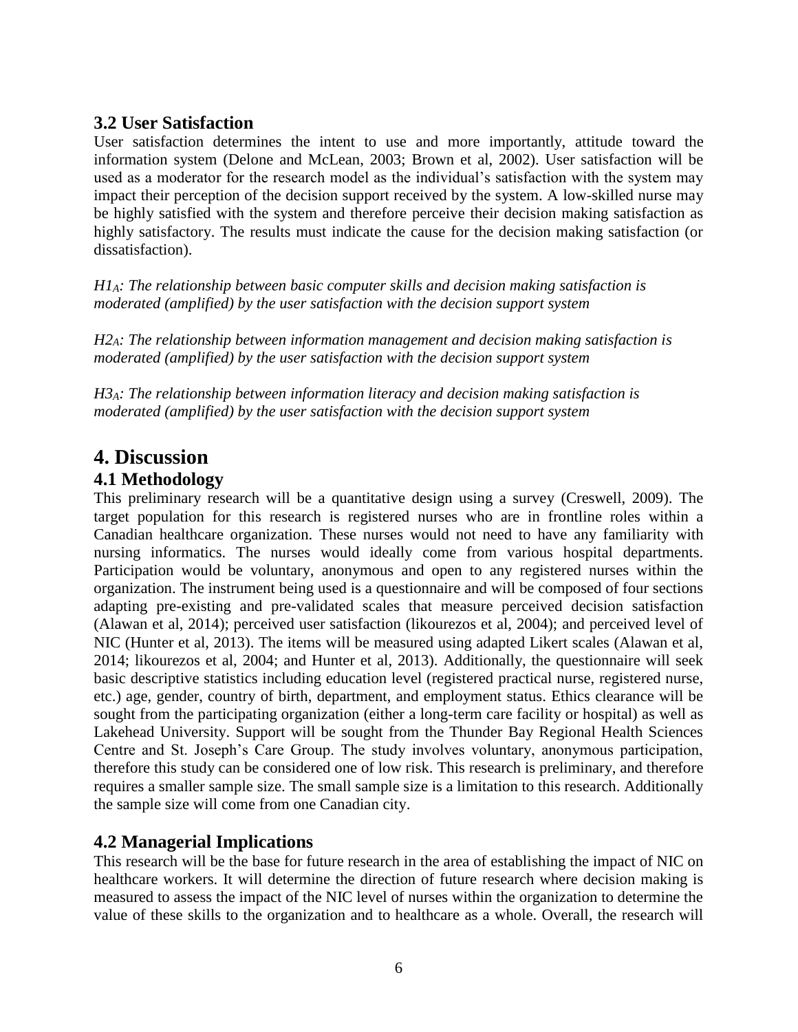### 3.2 User Satisfaction

User satisfaction determines the intent to use and more importantly, attitude toward the information system (Delone and McLean, 2003; Brown et al, 2002). User satisfaction will be used as a moderator for the research model as the individual's satisfaction with the system may impact their perception of the decision support received by the system. A low-skilled nurse may be highly satisfied with the system and therefore perceive their decision making satisfaction as highly satisfactory. The results must indicate the cause for the decision making satisfaction (or dissatisfaction).

*$H1_A$: The relationship between basic computer skills and decision making satisfaction is moderated (amplified) by the user satisfaction with the decision support system*

*$H2_A$: The relationship between information management and decision making satisfaction is moderated (amplified) by the user satisfaction with the decision support system*

*$H3_A$: The relationship between information literacy and decision making satisfaction is moderated (amplified) by the user satisfaction with the decision support system*

## 4. Discussion

### 4.1 Methodology

This preliminary research will be a quantitative design using a survey (Creswell, 2009). The target population for this research is registered nurses who are in frontline roles within a Canadian healthcare organization. These nurses would not need to have any familiarity with nursing informatics. The nurses would ideally come from various hospital departments. Participation would be voluntary, anonymous and open to any registered nurses within the organization. The instrument being used is a questionnaire and will be composed of four sections adapting pre-existing and pre-validated scales that measure perceived decision satisfaction (Alawan et al, 2014); perceived user satisfaction (likourezos et al, 2004); and perceived level of NIC (Hunter et al, 2013). The items will be measured using adapted Likert scales (Alawan et al, 2014; likourezos et al, 2004; and Hunter et al, 2013). Additionally, the questionnaire will seek basic descriptive statistics including education level (registered practical nurse, registered nurse, etc.) age, gender, country of birth, department, and employment status. Ethics clearance will be sought from the participating organization (either a long-term care facility or hospital) as well as Lakehead University. Support will be sought from the Thunder Bay Regional Health Sciences Centre and St. Joseph's Care Group. The study involves voluntary, anonymous participation, therefore this study can be considered one of low risk. This research is preliminary, and therefore requires a smaller sample size. The small sample size is a limitation to this research. Additionally the sample size will come from one Canadian city.

### 4.2 Managerial Implications

This research will be the base for future research in the area of establishing the impact of NIC on healthcare workers. It will determine the direction of future research where decision making is measured to assess the impact of the NIC level of nurses within the organization to determine the value of these skills to the organization and to healthcare as a whole. Overall, the research will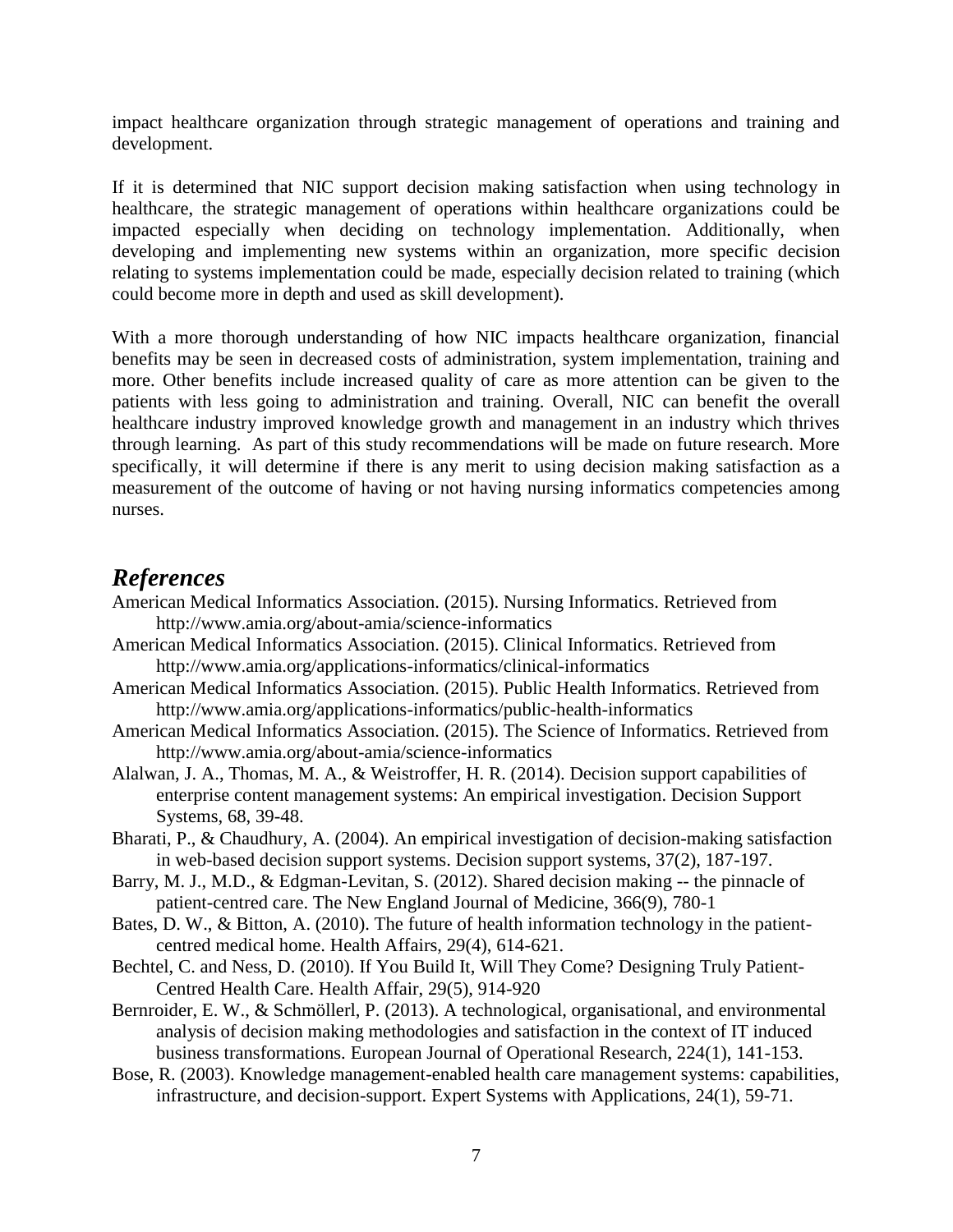impact healthcare organization through strategic management of operations and training and development.

If it is determined that NIC support decision making satisfaction when using technology in healthcare, the strategic management of operations within healthcare organizations could be impacted especially when deciding on technology implementation. Additionally, when developing and implementing new systems within an organization, more specific decision relating to systems implementation could be made, especially decision related to training (which could become more in depth and used as skill development).

With a more thorough understanding of how NIC impacts healthcare organization, financial benefits may be seen in decreased costs of administration, system implementation, training and more. Other benefits include increased quality of care as more attention can be given to the patients with less going to administration and training. Overall, NIC can benefit the overall healthcare industry improved knowledge growth and management in an industry which thrives through learning. As part of this study recommendations will be made on future research. More specifically, it will determine if there is any merit to using decision making satisfaction as a measurement of the outcome of having or not having nursing informatics competencies among nurses.

## *References*

American Medical Informatics Association. (2015). Nursing Informatics. Retrieved from http://www.amia.org/about-amia/science-informatics

American Medical Informatics Association. (2015). Clinical Informatics. Retrieved from http://www.amia.org/applications-informatics/clinical-informatics

American Medical Informatics Association. (2015). Public Health Informatics. Retrieved from http://www.amia.org/applications-informatics/public-health-informatics

American Medical Informatics Association. (2015). The Science of Informatics. Retrieved from http://www.amia.org/about-amia/science-informatics

Alalwan, J. A., Thomas, M. A., & Weistroffer, H. R. (2014). Decision support capabilities of enterprise content management systems: An empirical investigation. Decision Support Systems, 68, 39-48.

Bharati, P., & Chaudhury, A. (2004). An empirical investigation of decision-making satisfaction in web-based decision support systems. Decision support systems, 37(2), 187-197.

Barry, M. J., M.D., & Edgman-Levitan, S. (2012). Shared decision making -- the pinnacle of patient-centred care. The New England Journal of Medicine, 366(9), 780-1

Bates, D. W., & Bitton, A. (2010). The future of health information technology in the patient-centred medical home. Health Affairs, 29(4), 614-621.

Bechtel, C. and Ness, D. (2010). If You Build It, Will They Come? Designing Truly Patient-Centred Health Care. Health Affair, 29(5), 914-920

Bernroider, E. W., & Schmöllerl, P. (2013). A technological, organisational, and environmental analysis of decision making methodologies and satisfaction in the context of IT induced business transformations. European Journal of Operational Research, 224(1), 141-153.

Bose, R. (2003). Knowledge management-enabled health care management systems: capabilities, infrastructure, and decision-support. Expert Systems with Applications, 24(1), 59-71.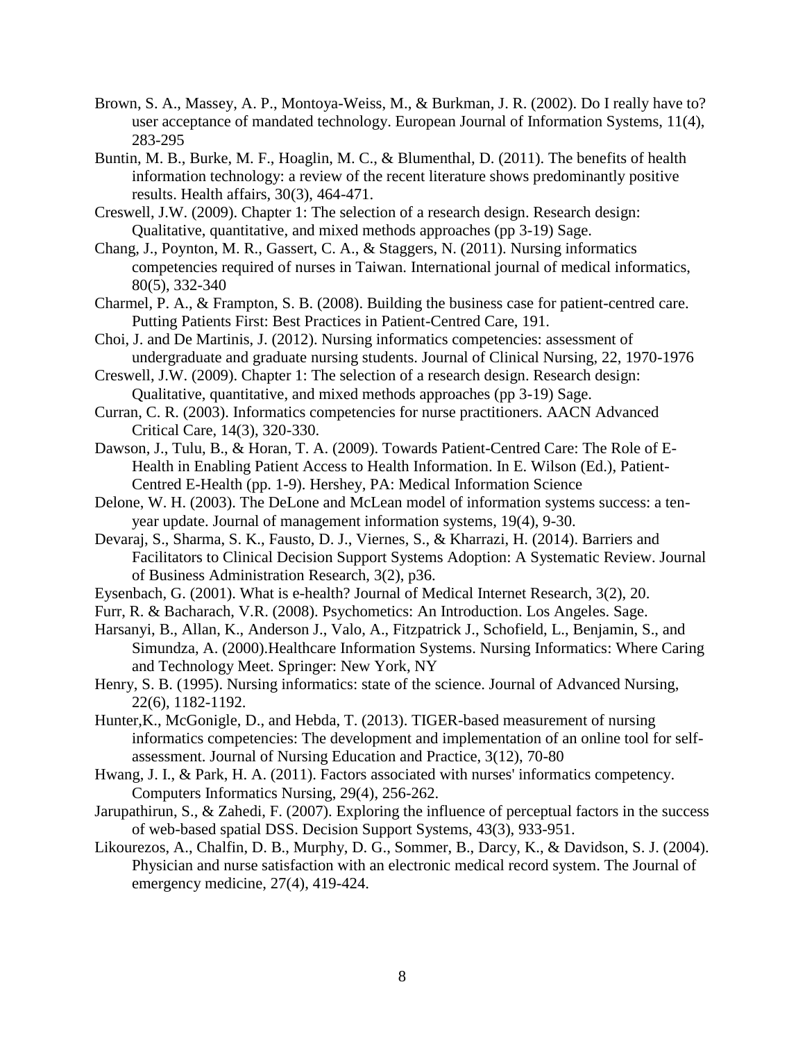Brown, S. A., Massey, A. P., Montoya-Weiss, M., & Burkman, J. R. (2002). Do I really have to? user acceptance of mandated technology. European Journal of Information Systems, 11(4), 283-295

Buntin, M. B., Burke, M. F., Hoaglin, M. C., & Blumenthal, D. (2011). The benefits of health information technology: a review of the recent literature shows predominantly positive results. Health affairs, 30(3), 464-471.

Creswell, J.W. (2009). Chapter 1: The selection of a research design. Research design: Qualitative, quantitative, and mixed methods approaches (pp 3-19) Sage.

Chang, J., Poynton, M. R., Gassert, C. A., & Staggers, N. (2011). Nursing informatics competencies required of nurses in Taiwan. International journal of medical informatics, 80(5), 332-340

Charmel, P. A., & Frampton, S. B. (2008). Building the business case for patient-centred care. Putting Patients First: Best Practices in Patient-Centred Care, 191.

Choi, J. and De Martinis, J. (2012). Nursing informatics competencies: assessment of undergraduate and graduate nursing students. Journal of Clinical Nursing, 22, 1970-1976

Creswell, J.W. (2009). Chapter 1: The selection of a research design. Research design: Qualitative, quantitative, and mixed methods approaches (pp 3-19) Sage.

Curran, C. R. (2003). Informatics competencies for nurse practitioners. AACN Advanced Critical Care, 14(3), 320-330.

Dawson, J., Tulu, B., & Horan, T. A. (2009). Towards Patient-Centred Care: The Role of E-Health in Enabling Patient Access to Health Information. In E. Wilson (Ed.), Patient-Centred E-Health (pp. 1-9). Hershey, PA: Medical Information Science

Delone, W. H. (2003). The DeLone and McLean model of information systems success: a ten-year update. Journal of management information systems, 19(4), 9-30.

Devaraj, S., Sharma, S. K., Fausto, D. J., Viernes, S., & Kharrazi, H. (2014). Barriers and Facilitators to Clinical Decision Support Systems Adoption: A Systematic Review. Journal of Business Administration Research, 3(2), p36.

Eysenbach, G. (2001). What is e-health? Journal of Medical Internet Research, 3(2), 20.

Furr, R. & Bacharach, V.R. (2008). Psychometics: An Introduction. Los Angeles. Sage.

Harsanyi, B., Allan, K., Anderson J., Valo, A., Fitzpatrick J., Schofield, L., Benjamin, S., and Simundza, A. (2000).Healthcare Information Systems. Nursing Informatics: Where Caring and Technology Meet. Springer: New York, NY

Henry, S. B. (1995). Nursing informatics: state of the science. Journal of Advanced Nursing, 22(6), 1182-1192.

Hunter,K., McGonigle, D., and Hebda, T. (2013). TIGER-based measurement of nursing informatics competencies: The development and implementation of an online tool for self-assessment. Journal of Nursing Education and Practice, 3(12), 70-80

Hwang, J. I., & Park, H. A. (2011). Factors associated with nurses' informatics competency. Computers Informatics Nursing, 29(4), 256-262.

Jarupathirun, S., & Zahedi, F. (2007). Exploring the influence of perceptual factors in the success of web-based spatial DSS. Decision Support Systems, 43(3), 933-951.

Likourezos, A., Chalfin, D. B., Murphy, D. G., Sommer, B., Darcy, K., & Davidson, S. J. (2004). Physician and nurse satisfaction with an electronic medical record system. The Journal of emergency medicine, 27(4), 419-424.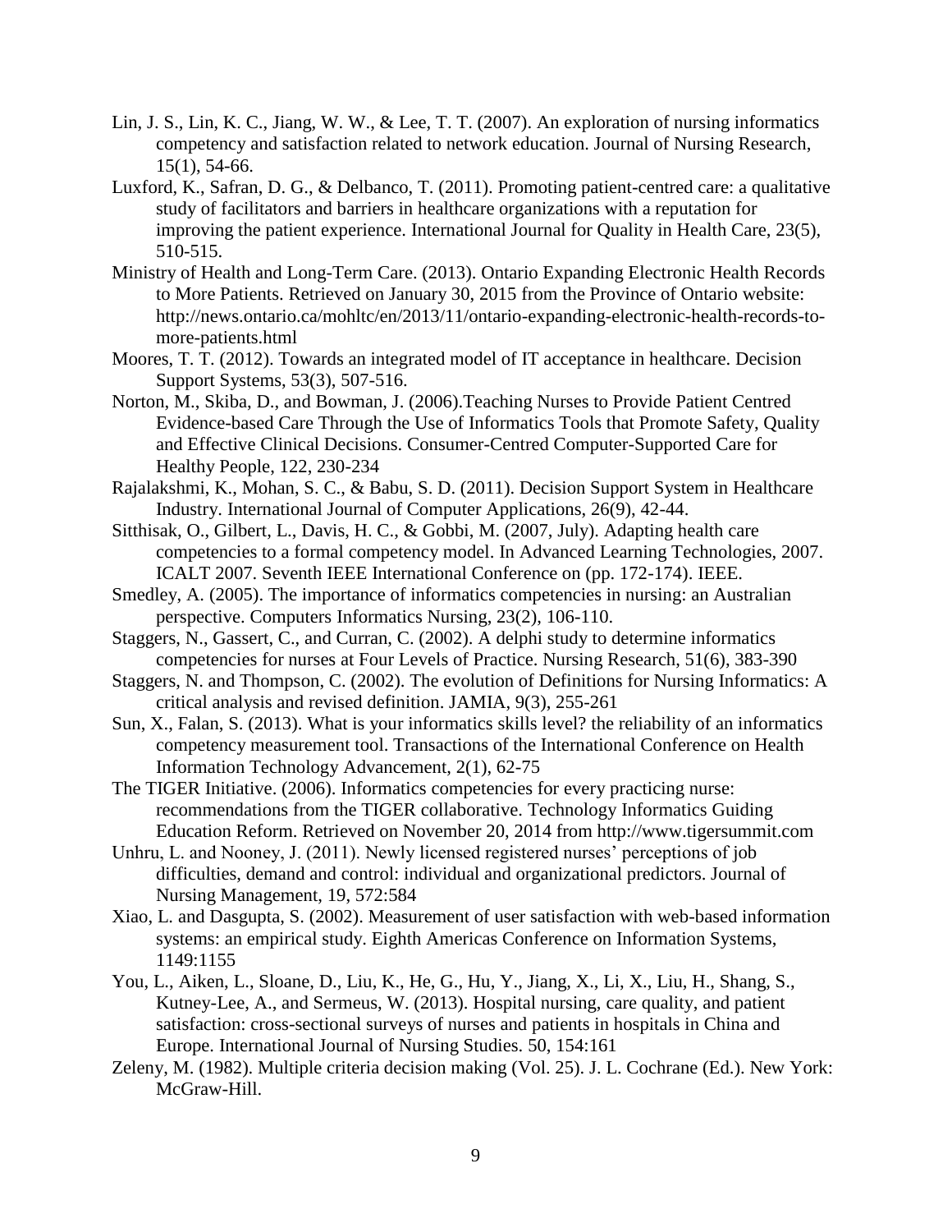Lin, J. S., Lin, K. C., Jiang, W. W., & Lee, T. T. (2007). An exploration of nursing informatics competency and satisfaction related to network education. Journal of Nursing Research, 15(1), 54-66.

Luxford, K., Safran, D. G., & Delbanco, T. (2011). Promoting patient-centred care: a qualitative study of facilitators and barriers in healthcare organizations with a reputation for improving the patient experience. International Journal for Quality in Health Care, 23(5), 510-515.

Ministry of Health and Long-Term Care. (2013). Ontario Expanding Electronic Health Records to More Patients. Retrieved on January 30, 2015 from the Province of Ontario website: http://news.ontario.ca/mohltc/en/2013/11/ontario-expanding-electronic-health-records-to-more-patients.html

Moores, T. T. (2012). Towards an integrated model of IT acceptance in healthcare. Decision Support Systems, 53(3), 507-516.

Norton, M., Skiba, D., and Bowman, J. (2006).Teaching Nurses to Provide Patient Centred Evidence-based Care Through the Use of Informatics Tools that Promote Safety, Quality and Effective Clinical Decisions. Consumer-Centred Computer-Supported Care for Healthy People, 122, 230-234

Rajalakshmi, K., Mohan, S. C., & Babu, S. D. (2011). Decision Support System in Healthcare Industry. International Journal of Computer Applications, 26(9), 42-44.

Sitthisak, O., Gilbert, L., Davis, H. C., & Gobbi, M. (2007, July). Adapting health care competencies to a formal competency model. In Advanced Learning Technologies, 2007. ICALT 2007. Seventh IEEE International Conference on (pp. 172-174). IEEE.

Smedley, A. (2005). The importance of informatics competencies in nursing: an Australian perspective. Computers Informatics Nursing, 23(2), 106-110.

Staggers, N., Gassert, C., and Curran, C. (2002). A delphi study to determine informatics competencies for nurses at Four Levels of Practice. Nursing Research, 51(6), 383-390

Staggers, N. and Thompson, C. (2002). The evolution of Definitions for Nursing Informatics: A critical analysis and revised definition. JAMIA, 9(3), 255-261

Sun, X., Falan, S. (2013). What is your informatics skills level? the reliability of an informatics competency measurement tool. Transactions of the International Conference on Health Information Technology Advancement, 2(1), 62-75

The TIGER Initiative. (2006). Informatics competencies for every practicing nurse: recommendations from the TIGER collaborative. Technology Informatics Guiding Education Reform. Retrieved on November 20, 2014 from http://www.tigersummit.com

Unhru, L. and Nooney, J. (2011). Newly licensed registered nurses' perceptions of job difficulties, demand and control: individual and organizational predictors. Journal of Nursing Management, 19, 572:584

Xiao, L. and Dasgupta, S. (2002). Measurement of user satisfaction with web-based information systems: an empirical study. Eighth Americas Conference on Information Systems, 1149:1155

You, L., Aiken, L., Sloane, D., Liu, K., He, G., Hu, Y., Jiang, X., Li, X., Liu, H., Shang, S., Kutney-Lee, A., and Sermeus, W. (2013). Hospital nursing, care quality, and patient satisfaction: cross-sectional surveys of nurses and patients in hospitals in China and Europe. International Journal of Nursing Studies. 50, 154:161

Zeleny, M. (1982). Multiple criteria decision making (Vol. 25). J. L. Cochrane (Ed.). New York: McGraw-Hill.